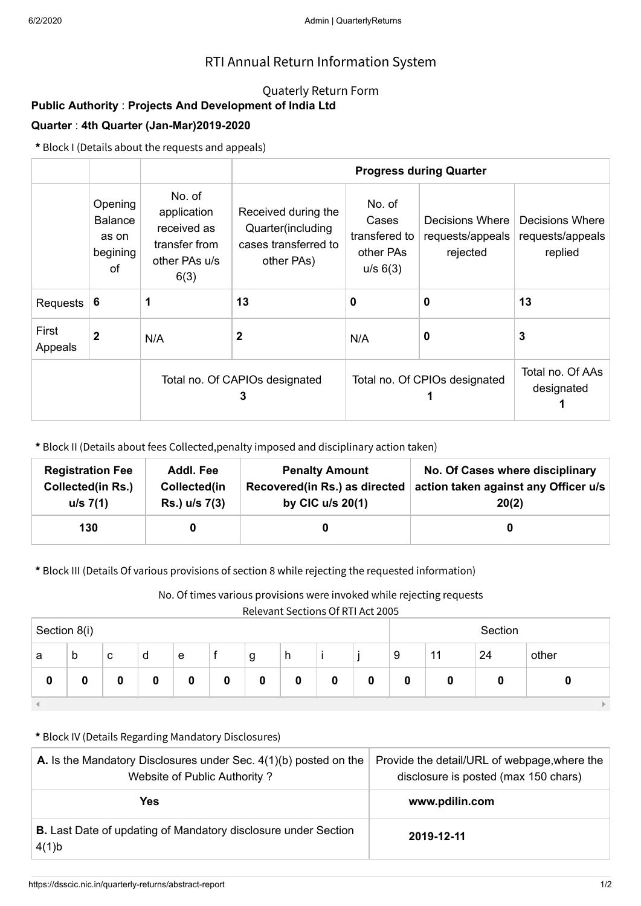# RTI Annual Return Information System

## Quaterly Return Form

**Public Authority** : **Projects And Development of India Ltd**

**Quarter** : **4th Quarter (Jan-Mar)2019-2020**

**\*** Block I (Details about the requests and appeals)

| | | | **Progress during Quarter** | | | |
|---|---|---|---|---|---|---|
| | Opening Balance as on begining of | No. of application received as transfer from other PAs u/s 6(3) | Received during the Quarter(including cases transferred to other PAs) | No. of Cases transfered to other PAs u/s 6(3) | Decisions Where requests/appeals rejected | Decisions Where requests/appeals replied |
| Requests | **6** | **1** | **13** | **0** | **0** | **13** |
| First Appeals | **2** | N/A | **2** | N/A | **0** | **3** |
| | | Total no. Of CAPIOs designated **3** | | Total no. Of CPIOs designated **1** | | Total no. Of AAs designated **1** |

**\*** Block II (Details about fees Collected,penalty imposed and disciplinary action taken)

| **Registration Fee Collected(in Rs.) u/s 7(1)** | **Addl. Fee Collected(in Rs.) u/s 7(3)** | **Penalty Amount Recovered(in Rs.) as directed by CIC u/s 20(1)** | **No. Of Cases where disciplinary action taken against any Officer u/s 20(2)** |
|---|---|---|---|
| **130** | **0** | **0** | **0** |

**\*** Block III (Details Of various provisions of section 8 while rejecting the requested information)

No. Of times various provisions were invoked while rejecting requests

Relevant Sections Of RTI Act 2005

| Section 8(i) | | | | | | | | | | Section | | | |
|---|---|---|---|---|---|---|---|---|---|---|---|---|---|
| a | b | c | d | e | f | g | h | i | j | 9 | 11 | 24 | other |
| **0** | **0** | **0** | **0** | **0** | **0** | **0** | **0** | **0** | **0** | **0** | **0** | **0** | **0** |

**\*** Block IV (Details Regarding Mandatory Disclosures)

| **A.** Is the Mandatory Disclosures under Sec. 4(1)(b) posted on the Website of Public Authority ? | Provide the detail/URL of webpage,where the disclosure is posted (max 150 chars) |
|---|---|
| **Yes** | **www.pdilin.com** |
| **B.** Last Date of updating of Mandatory disclosure under Section 4(1)b | **2019-12-11** |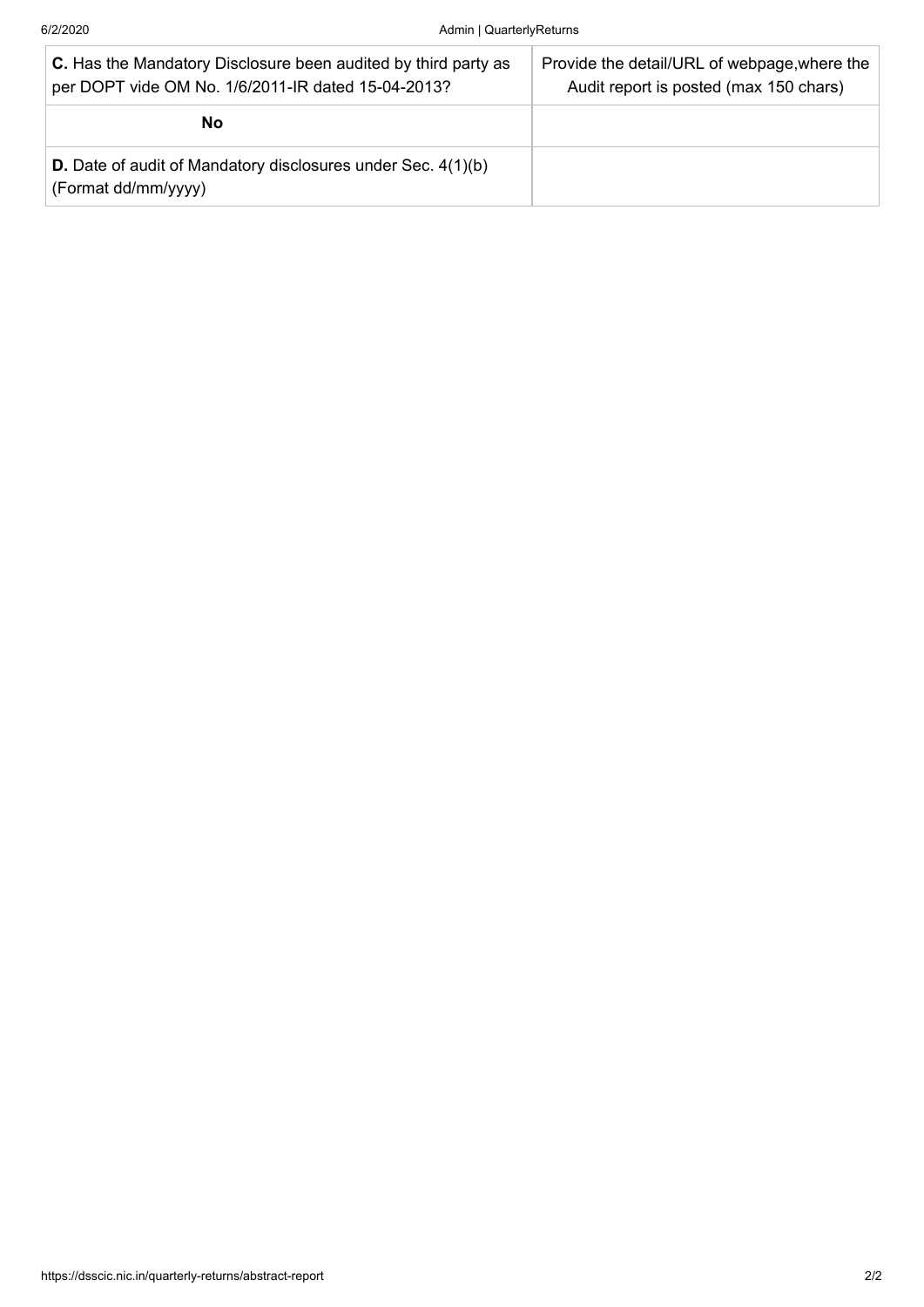| | |
|---|---|
| **C.** Has the Mandatory Disclosure been audited by third party as per DOPT vide OM No. 1/6/2011-IR dated 15-04-2013? | Provide the detail/URL of webpage,where the Audit report is posted (max 150 chars) |
| **No** | |
| **D.** Date of audit of Mandatory disclosures under Sec. 4(1)(b) (Format dd/mm/yyyy) | |